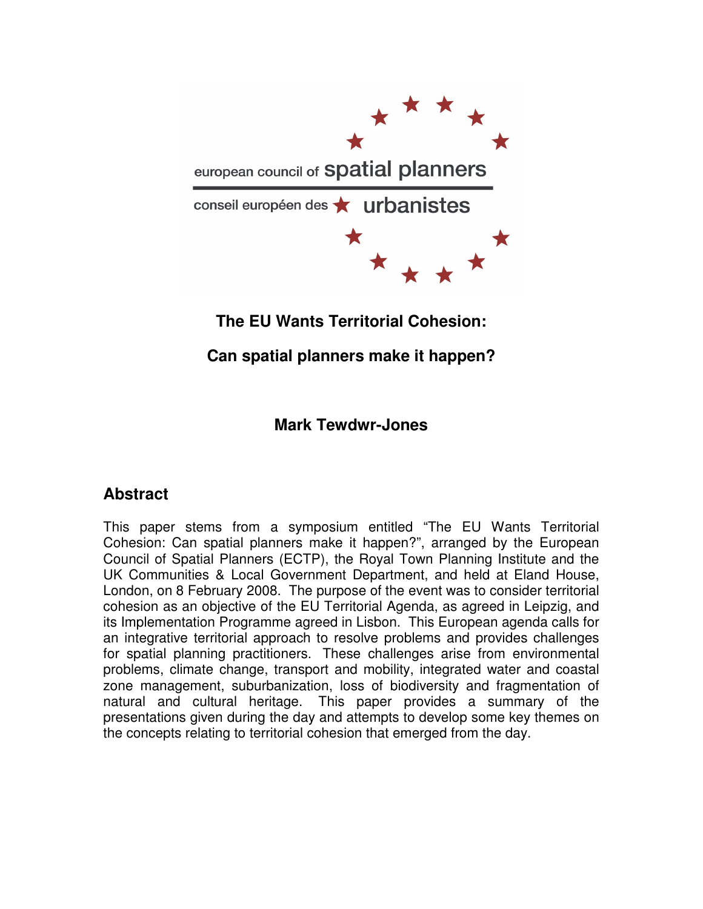european council of spatial planners

conseil européen des urbanistes

# The EU Wants Territorial Cohesion:

# Can spatial planners make it happen?

**Mark Tewdwr-Jones**

## Abstract

This paper stems from a symposium entitled “The EU Wants Territorial Cohesion: Can spatial planners make it happen?”, arranged by the European Council of Spatial Planners (ECTP), the Royal Town Planning Institute and the UK Communities & Local Government Department, and held at Eland House, London, on 8 February 2008. The purpose of the event was to consider territorial cohesion as an objective of the EU Territorial Agenda, as agreed in Leipzig, and its Implementation Programme agreed in Lisbon. This European agenda calls for an integrative territorial approach to resolve problems and provides challenges for spatial planning practitioners. These challenges arise from environmental problems, climate change, transport and mobility, integrated water and coastal zone management, suburbanization, loss of biodiversity and fragmentation of natural and cultural heritage. This paper provides a summary of the presentations given during the day and attempts to develop some key themes on the concepts relating to territorial cohesion that emerged from the day.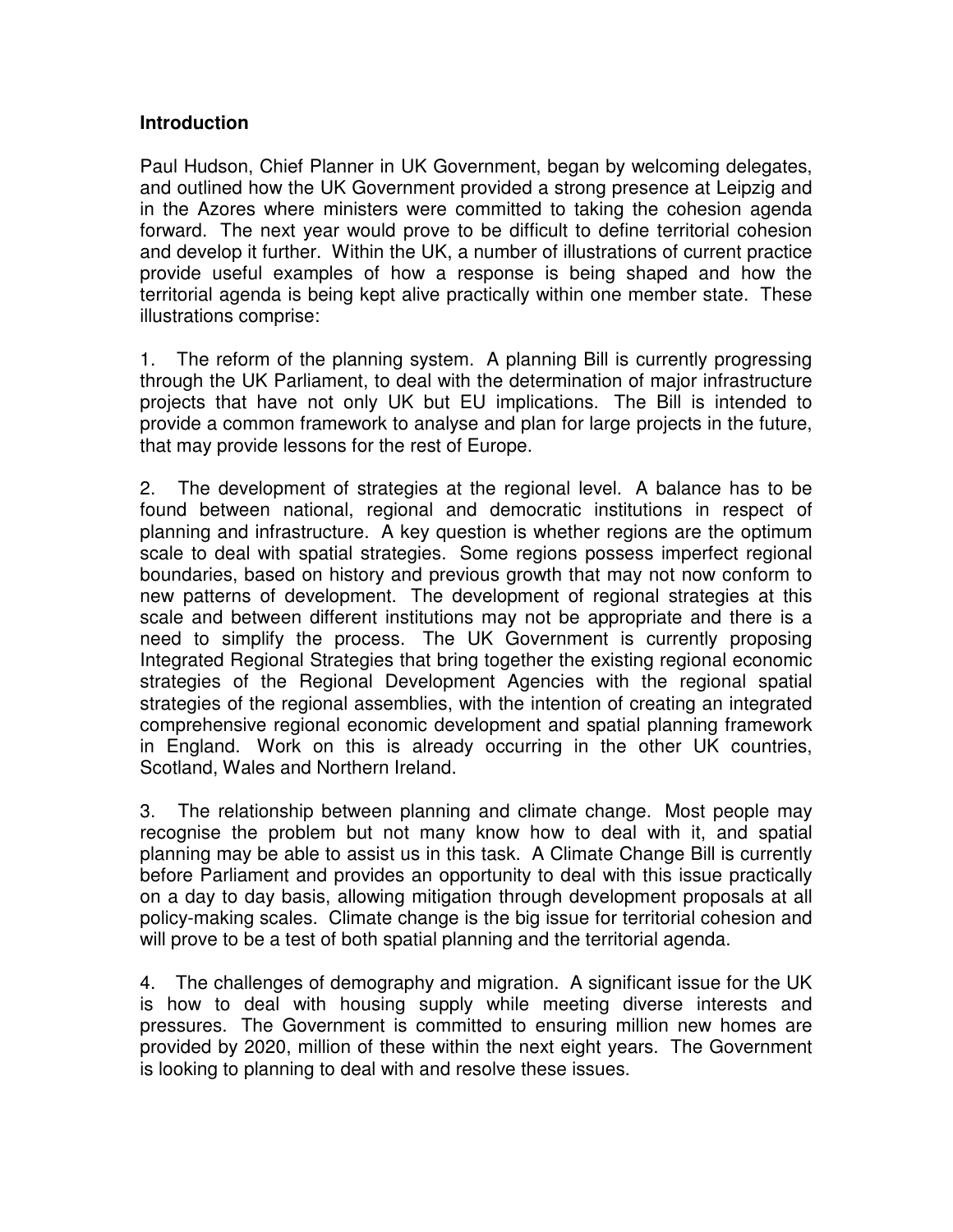**Introduction**

Paul Hudson, Chief Planner in UK Government, began by welcoming delegates, and outlined how the UK Government provided a strong presence at Leipzig and in the Azores where ministers were committed to taking the cohesion agenda forward. The next year would prove to be difficult to define territorial cohesion and develop it further. Within the UK, a number of illustrations of current practice provide useful examples of how a response is being shaped and how the territorial agenda is being kept alive practically within one member state. These illustrations comprise:

1. The reform of the planning system. A planning Bill is currently progressing through the UK Parliament, to deal with the determination of major infrastructure projects that have not only UK but EU implications. The Bill is intended to provide a common framework to analyse and plan for large projects in the future, that may provide lessons for the rest of Europe.

2. The development of strategies at the regional level. A balance has to be found between national, regional and democratic institutions in respect of planning and infrastructure. A key question is whether regions are the optimum scale to deal with spatial strategies. Some regions possess imperfect regional boundaries, based on history and previous growth that may not now conform to new patterns of development. The development of regional strategies at this scale and between different institutions may not be appropriate and there is a need to simplify the process. The UK Government is currently proposing Integrated Regional Strategies that bring together the existing regional economic strategies of the Regional Development Agencies with the regional spatial strategies of the regional assemblies, with the intention of creating an integrated comprehensive regional economic development and spatial planning framework in England. Work on this is already occurring in the other UK countries, Scotland, Wales and Northern Ireland.

3. The relationship between planning and climate change. Most people may recognise the problem but not many know how to deal with it, and spatial planning may be able to assist us in this task. A Climate Change Bill is currently before Parliament and provides an opportunity to deal with this issue practically on a day to day basis, allowing mitigation through development proposals at all policy-making scales. Climate change is the big issue for territorial cohesion and will prove to be a test of both spatial planning and the territorial agenda.

4. The challenges of demography and migration. A significant issue for the UK is how to deal with housing supply while meeting diverse interests and pressures. The Government is committed to ensuring million new homes are provided by 2020, million of these within the next eight years. The Government is looking to planning to deal with and resolve these issues.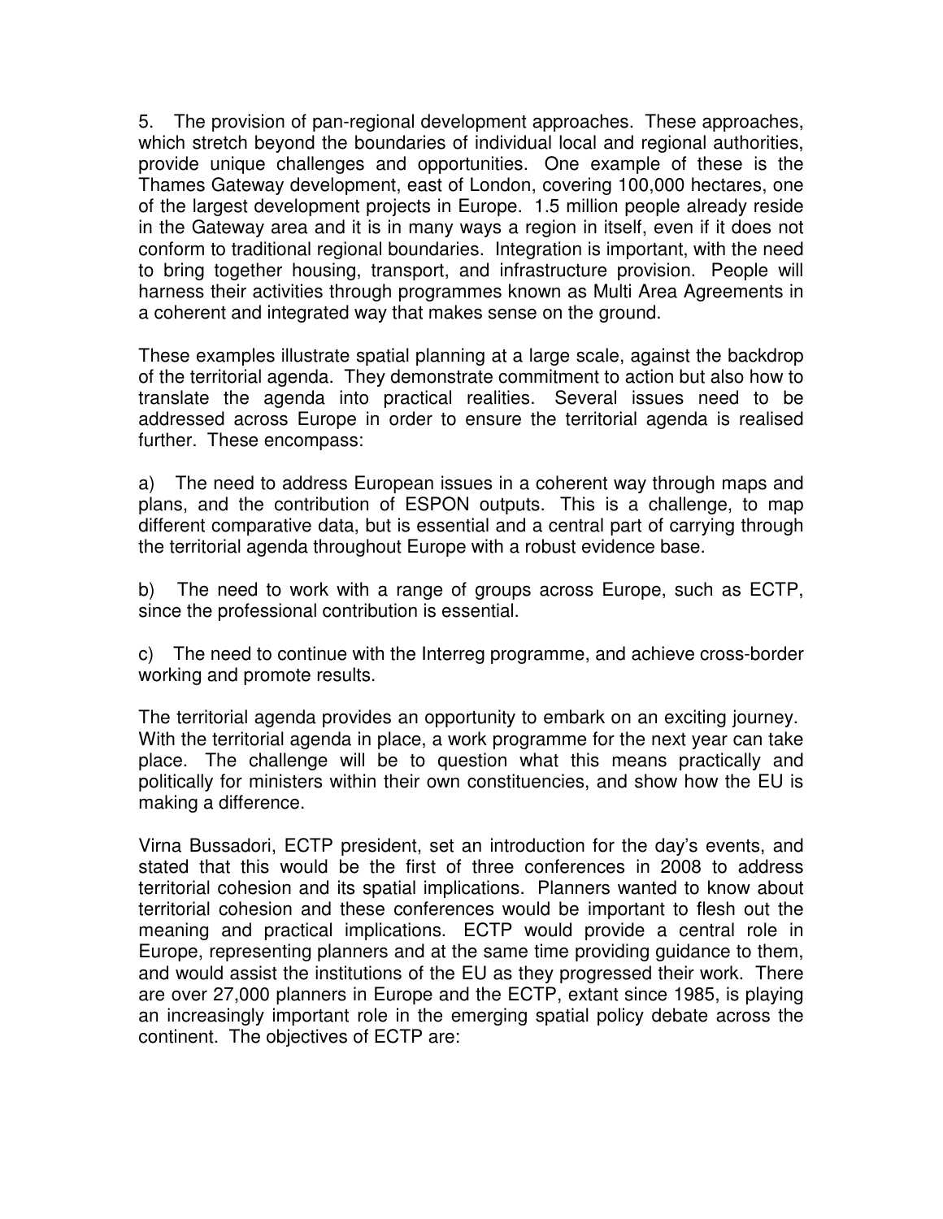5. The provision of pan-regional development approaches. These approaches, which stretch beyond the boundaries of individual local and regional authorities, provide unique challenges and opportunities. One example of these is the Thames Gateway development, east of London, covering 100,000 hectares, one of the largest development projects in Europe. 1.5 million people already reside in the Gateway area and it is in many ways a region in itself, even if it does not conform to traditional regional boundaries. Integration is important, with the need to bring together housing, transport, and infrastructure provision. People will harness their activities through programmes known as Multi Area Agreements in a coherent and integrated way that makes sense on the ground.

These examples illustrate spatial planning at a large scale, against the backdrop of the territorial agenda. They demonstrate commitment to action but also how to translate the agenda into practical realities. Several issues need to be addressed across Europe in order to ensure the territorial agenda is realised further. These encompass:

a) The need to address European issues in a coherent way through maps and plans, and the contribution of ESPON outputs. This is a challenge, to map different comparative data, but is essential and a central part of carrying through the territorial agenda throughout Europe with a robust evidence base.

b) The need to work with a range of groups across Europe, such as ECTP, since the professional contribution is essential.

c) The need to continue with the Interreg programme, and achieve cross-border working and promote results.

The territorial agenda provides an opportunity to embark on an exciting journey. With the territorial agenda in place, a work programme for the next year can take place. The challenge will be to question what this means practically and politically for ministers within their own constituencies, and show how the EU is making a difference.

Virna Bussadori, ECTP president, set an introduction for the day's events, and stated that this would be the first of three conferences in 2008 to address territorial cohesion and its spatial implications. Planners wanted to know about territorial cohesion and these conferences would be important to flesh out the meaning and practical implications. ECTP would provide a central role in Europe, representing planners and at the same time providing guidance to them, and would assist the institutions of the EU as they progressed their work. There are over 27,000 planners in Europe and the ECTP, extant since 1985, is playing an increasingly important role in the emerging spatial policy debate across the continent. The objectives of ECTP are: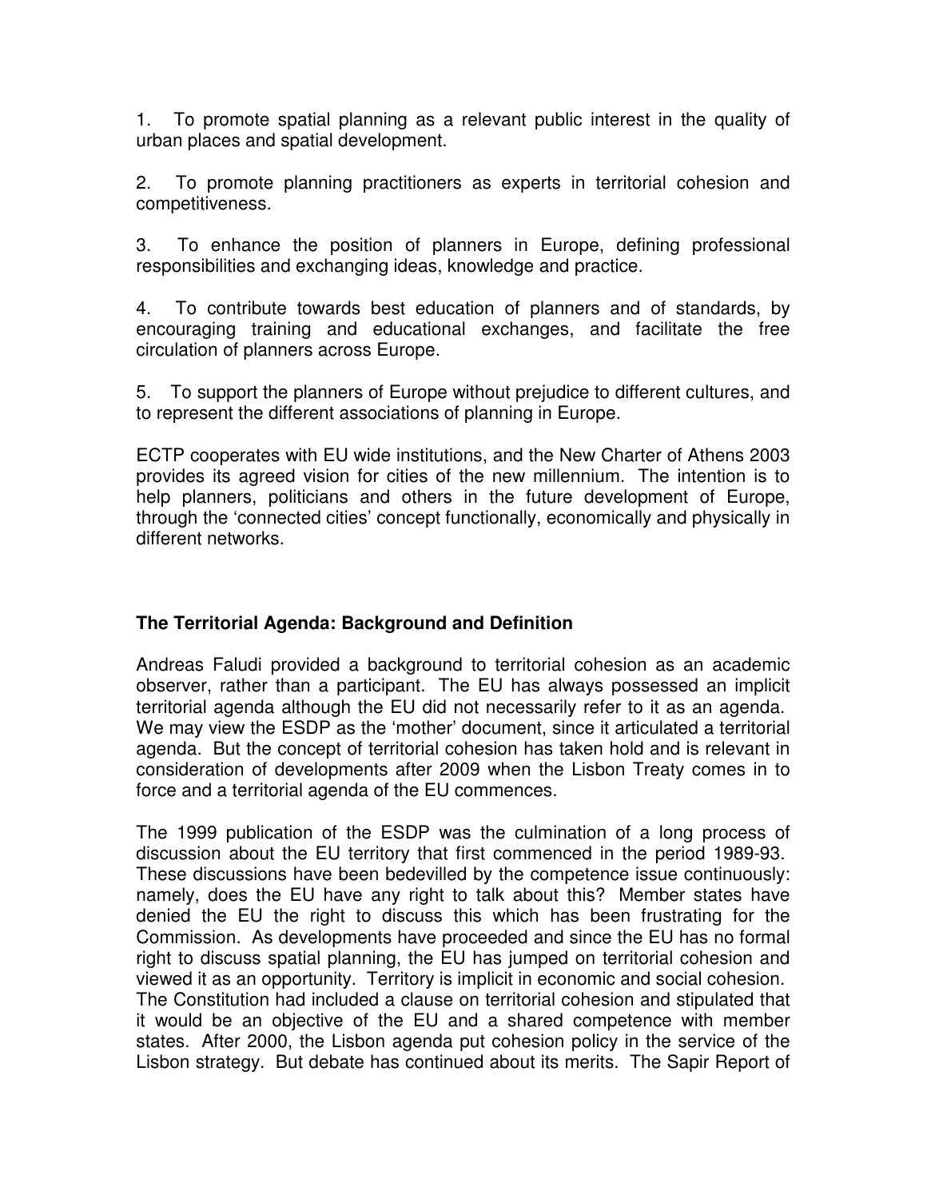1. To promote spatial planning as a relevant public interest in the quality of urban places and spatial development.

2. To promote planning practitioners as experts in territorial cohesion and competitiveness.

3. To enhance the position of planners in Europe, defining professional responsibilities and exchanging ideas, knowledge and practice.

4. To contribute towards best education of planners and of standards, by encouraging training and educational exchanges, and facilitate the free circulation of planners across Europe.

5. To support the planners of Europe without prejudice to different cultures, and to represent the different associations of planning in Europe.

ECTP cooperates with EU wide institutions, and the New Charter of Athens 2003 provides its agreed vision for cities of the new millennium. The intention is to help planners, politicians and others in the future development of Europe, through the 'connected cities' concept functionally, economically and physically in different networks.

**The Territorial Agenda: Background and Definition**

Andreas Faludi provided a background to territorial cohesion as an academic observer, rather than a participant. The EU has always possessed an implicit territorial agenda although the EU did not necessarily refer to it as an agenda. We may view the ESDP as the 'mother' document, since it articulated a territorial agenda. But the concept of territorial cohesion has taken hold and is relevant in consideration of developments after 2009 when the Lisbon Treaty comes in to force and a territorial agenda of the EU commences.

The 1999 publication of the ESDP was the culmination of a long process of discussion about the EU territory that first commenced in the period 1989-93. These discussions have been bedevilled by the competence issue continuously: namely, does the EU have any right to talk about this? Member states have denied the EU the right to discuss this which has been frustrating for the Commission. As developments have proceeded and since the EU has no formal right to discuss spatial planning, the EU has jumped on territorial cohesion and viewed it as an opportunity. Territory is implicit in economic and social cohesion. The Constitution had included a clause on territorial cohesion and stipulated that it would be an objective of the EU and a shared competence with member states. After 2000, the Lisbon agenda put cohesion policy in the service of the Lisbon strategy. But debate has continued about its merits. The Sapir Report of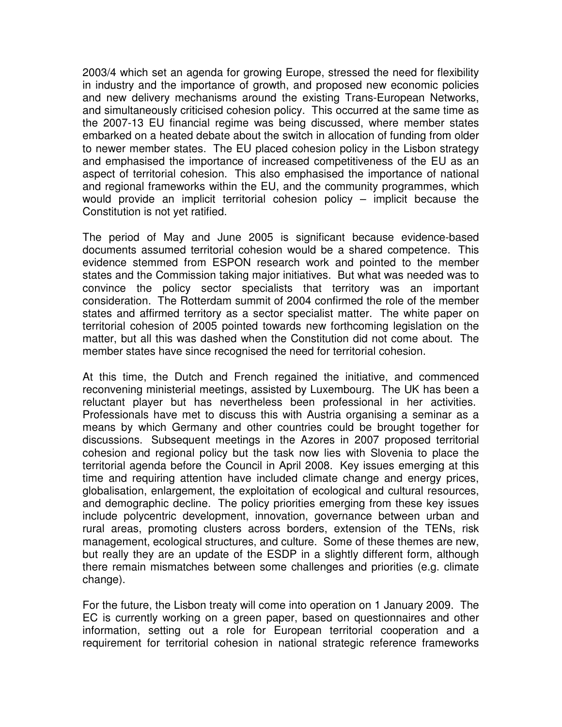2003/4 which set an agenda for growing Europe, stressed the need for flexibility in industry and the importance of growth, and proposed new economic policies and new delivery mechanisms around the existing Trans-European Networks, and simultaneously criticised cohesion policy. This occurred at the same time as the 2007-13 EU financial regime was being discussed, where member states embarked on a heated debate about the switch in allocation of funding from older to newer member states. The EU placed cohesion policy in the Lisbon strategy and emphasised the importance of increased competitiveness of the EU as an aspect of territorial cohesion. This also emphasised the importance of national and regional frameworks within the EU, and the community programmes, which would provide an implicit territorial cohesion policy – implicit because the Constitution is not yet ratified.

The period of May and June 2005 is significant because evidence-based documents assumed territorial cohesion would be a shared competence. This evidence stemmed from ESPON research work and pointed to the member states and the Commission taking major initiatives. But what was needed was to convince the policy sector specialists that territory was an important consideration. The Rotterdam summit of 2004 confirmed the role of the member states and affirmed territory as a sector specialist matter. The white paper on territorial cohesion of 2005 pointed towards new forthcoming legislation on the matter, but all this was dashed when the Constitution did not come about. The member states have since recognised the need for territorial cohesion.

At this time, the Dutch and French regained the initiative, and commenced reconvening ministerial meetings, assisted by Luxembourg. The UK has been a reluctant player but has nevertheless been professional in her activities. Professionals have met to discuss this with Austria organising a seminar as a means by which Germany and other countries could be brought together for discussions. Subsequent meetings in the Azores in 2007 proposed territorial cohesion and regional policy but the task now lies with Slovenia to place the territorial agenda before the Council in April 2008. Key issues emerging at this time and requiring attention have included climate change and energy prices, globalisation, enlargement, the exploitation of ecological and cultural resources, and demographic decline. The policy priorities emerging from these key issues include polycentric development, innovation, governance between urban and rural areas, promoting clusters across borders, extension of the TENs, risk management, ecological structures, and culture. Some of these themes are new, but really they are an update of the ESDP in a slightly different form, although there remain mismatches between some challenges and priorities (e.g. climate change).

For the future, the Lisbon treaty will come into operation on 1 January 2009. The EC is currently working on a green paper, based on questionnaires and other information, setting out a role for European territorial cooperation and a requirement for territorial cohesion in national strategic reference frameworks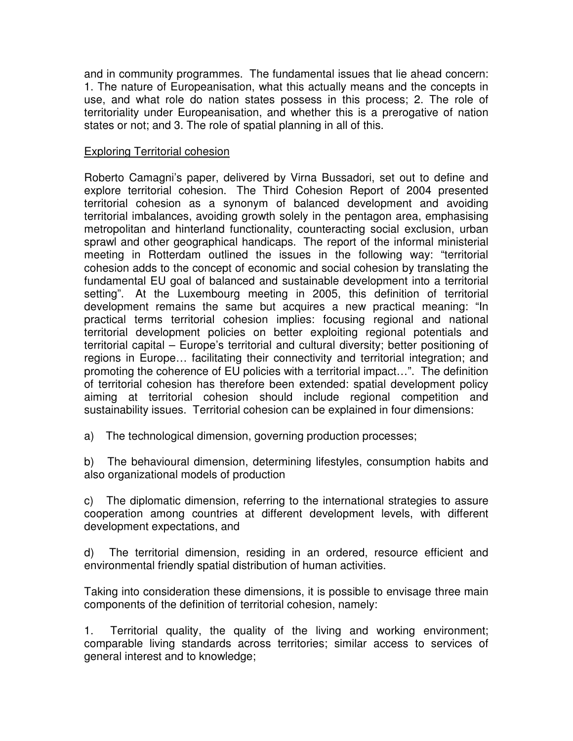and in community programmes. The fundamental issues that lie ahead concern: 1. The nature of Europeanisation, what this actually means and the concepts in use, and what role do nation states possess in this process; 2. The role of territoriality under Europeanisation, and whether this is a prerogative of nation states or not; and 3. The role of spatial planning in all of this.

## Exploring Territorial cohesion

Roberto Camagni's paper, delivered by Virna Bussadori, set out to define and explore territorial cohesion. The Third Cohesion Report of 2004 presented territorial cohesion as a synonym of balanced development and avoiding territorial imbalances, avoiding growth solely in the pentagon area, emphasising metropolitan and hinterland functionality, counteracting social exclusion, urban sprawl and other geographical handicaps. The report of the informal ministerial meeting in Rotterdam outlined the issues in the following way: "territorial cohesion adds to the concept of economic and social cohesion by translating the fundamental EU goal of balanced and sustainable development into a territorial setting". At the Luxembourg meeting in 2005, this definition of territorial development remains the same but acquires a new practical meaning: "In practical terms territorial cohesion implies: focusing regional and national territorial development policies on better exploiting regional potentials and territorial capital – Europe's territorial and cultural diversity; better positioning of regions in Europe… facilitating their connectivity and territorial integration; and promoting the coherence of EU policies with a territorial impact…". The definition of territorial cohesion has therefore been extended: spatial development policy aiming at territorial cohesion should include regional competition and sustainability issues. Territorial cohesion can be explained in four dimensions:

a) The technological dimension, governing production processes;

b) The behavioural dimension, determining lifestyles, consumption habits and also organizational models of production

c) The diplomatic dimension, referring to the international strategies to assure cooperation among countries at different development levels, with different development expectations, and

d) The territorial dimension, residing in an ordered, resource efficient and environmental friendly spatial distribution of human activities.

Taking into consideration these dimensions, it is possible to envisage three main components of the definition of territorial cohesion, namely:

1. Territorial quality, the quality of the living and working environment; comparable living standards across territories; similar access to services of general interest and to knowledge;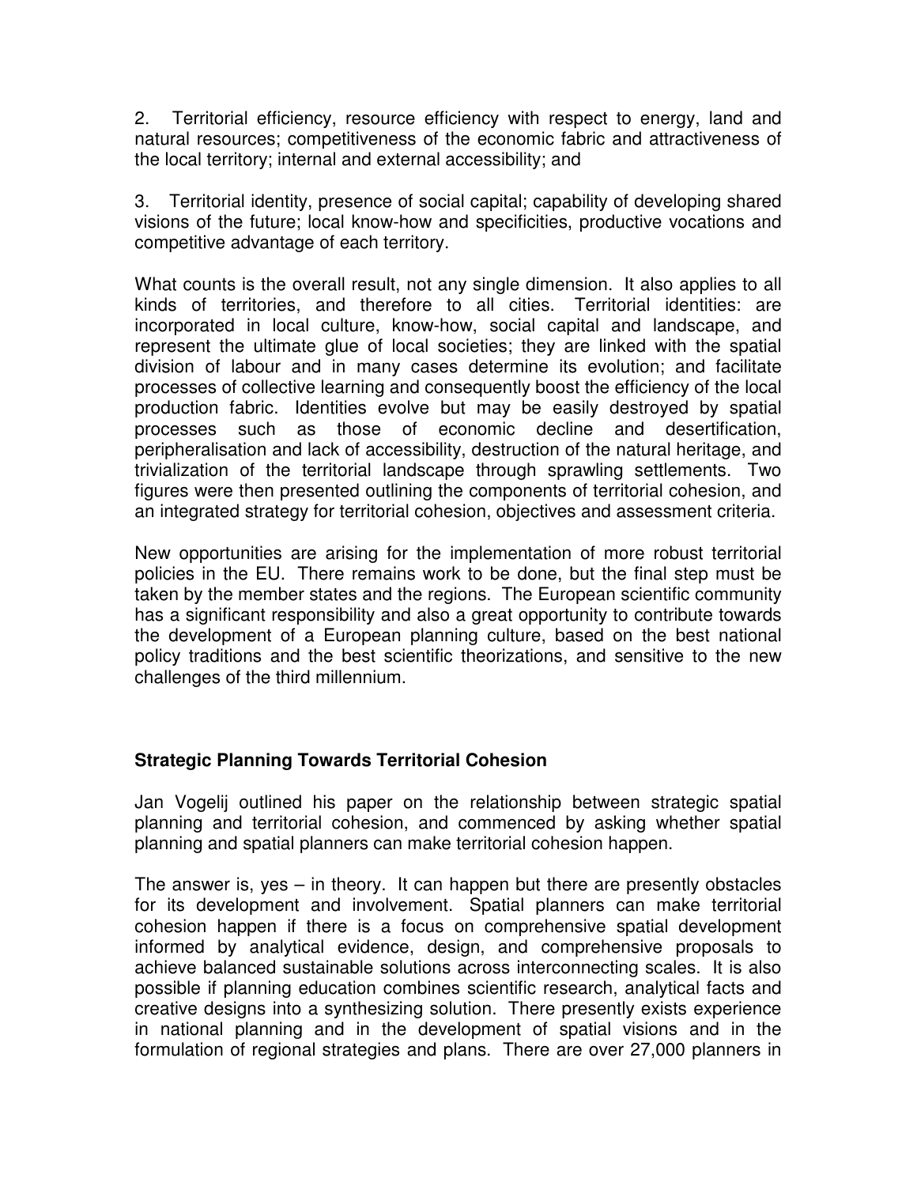2. Territorial efficiency, resource efficiency with respect to energy, land and natural resources; competitiveness of the economic fabric and attractiveness of the local territory; internal and external accessibility; and

3. Territorial identity, presence of social capital; capability of developing shared visions of the future; local know-how and specificities, productive vocations and competitive advantage of each territory.

What counts is the overall result, not any single dimension. It also applies to all kinds of territories, and therefore to all cities. Territorial identities: are incorporated in local culture, know-how, social capital and landscape, and represent the ultimate glue of local societies; they are linked with the spatial division of labour and in many cases determine its evolution; and facilitate processes of collective learning and consequently boost the efficiency of the local production fabric. Identities evolve but may be easily destroyed by spatial processes such as those of economic decline and desertification, peripheralisation and lack of accessibility, destruction of the natural heritage, and trivialization of the territorial landscape through sprawling settlements. Two figures were then presented outlining the components of territorial cohesion, and an integrated strategy for territorial cohesion, objectives and assessment criteria.

New opportunities are arising for the implementation of more robust territorial policies in the EU. There remains work to be done, but the final step must be taken by the member states and the regions. The European scientific community has a significant responsibility and also a great opportunity to contribute towards the development of a European planning culture, based on the best national policy traditions and the best scientific theorizations, and sensitive to the new challenges of the third millennium.

**Strategic Planning Towards Territorial Cohesion**

Jan Vogelij outlined his paper on the relationship between strategic spatial planning and territorial cohesion, and commenced by asking whether spatial planning and spatial planners can make territorial cohesion happen.

The answer is, yes – in theory. It can happen but there are presently obstacles for its development and involvement. Spatial planners can make territorial cohesion happen if there is a focus on comprehensive spatial development informed by analytical evidence, design, and comprehensive proposals to achieve balanced sustainable solutions across interconnecting scales. It is also possible if planning education combines scientific research, analytical facts and creative designs into a synthesizing solution. There presently exists experience in national planning and in the development of spatial visions and in the formulation of regional strategies and plans. There are over 27,000 planners in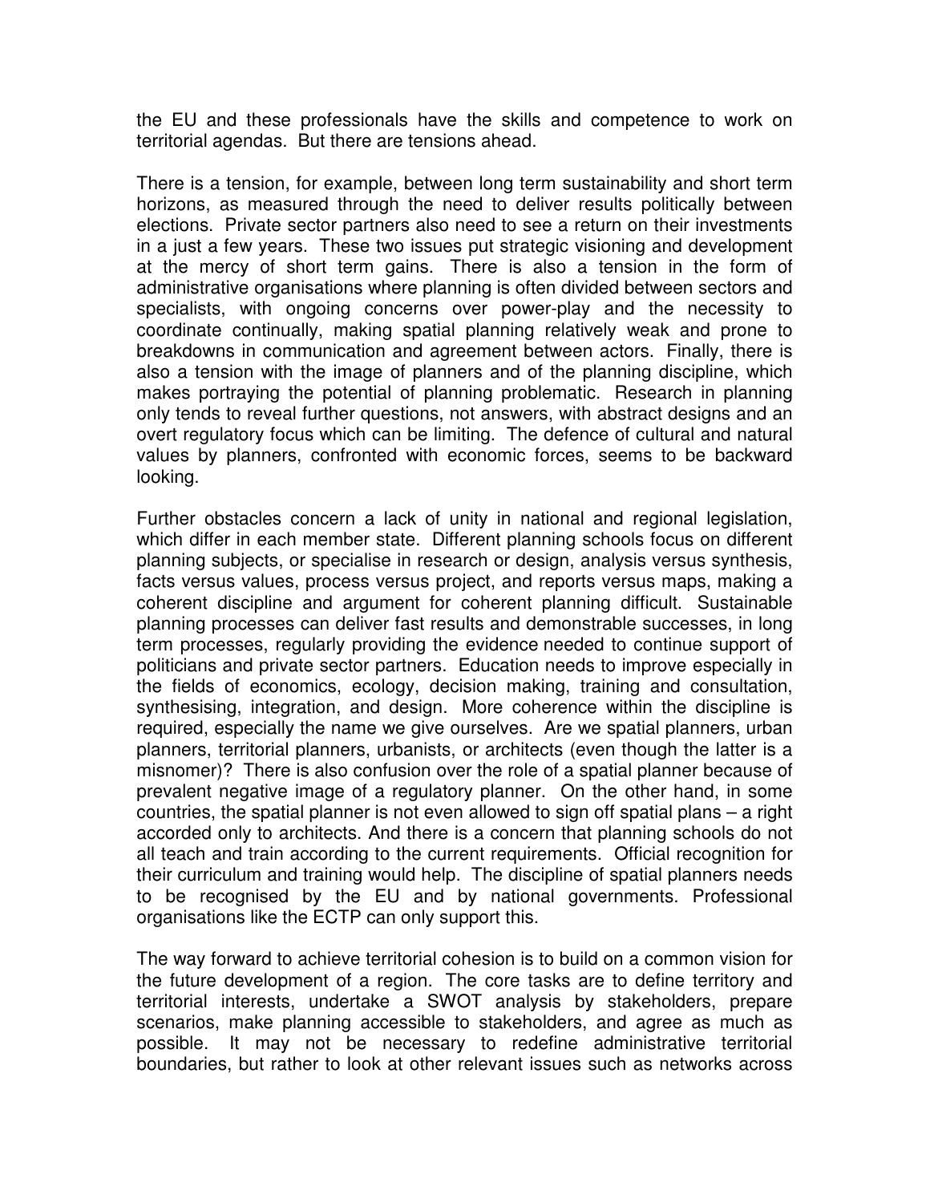the EU and these professionals have the skills and competence to work on territorial agendas. But there are tensions ahead.

There is a tension, for example, between long term sustainability and short term horizons, as measured through the need to deliver results politically between elections. Private sector partners also need to see a return on their investments in a just a few years. These two issues put strategic visioning and development at the mercy of short term gains. There is also a tension in the form of administrative organisations where planning is often divided between sectors and specialists, with ongoing concerns over power-play and the necessity to coordinate continually, making spatial planning relatively weak and prone to breakdowns in communication and agreement between actors. Finally, there is also a tension with the image of planners and of the planning discipline, which makes portraying the potential of planning problematic. Research in planning only tends to reveal further questions, not answers, with abstract designs and an overt regulatory focus which can be limiting. The defence of cultural and natural values by planners, confronted with economic forces, seems to be backward looking.

Further obstacles concern a lack of unity in national and regional legislation, which differ in each member state. Different planning schools focus on different planning subjects, or specialise in research or design, analysis versus synthesis, facts versus values, process versus project, and reports versus maps, making a coherent discipline and argument for coherent planning difficult. Sustainable planning processes can deliver fast results and demonstrable successes, in long term processes, regularly providing the evidence needed to continue support of politicians and private sector partners. Education needs to improve especially in the fields of economics, ecology, decision making, training and consultation, synthesising, integration, and design. More coherence within the discipline is required, especially the name we give ourselves. Are we spatial planners, urban planners, territorial planners, urbanists, or architects (even though the latter is a misnomer)? There is also confusion over the role of a spatial planner because of prevalent negative image of a regulatory planner. On the other hand, in some countries, the spatial planner is not even allowed to sign off spatial plans – a right accorded only to architects. And there is a concern that planning schools do not all teach and train according to the current requirements. Official recognition for their curriculum and training would help. The discipline of spatial planners needs to be recognised by the EU and by national governments. Professional organisations like the ECTP can only support this.

The way forward to achieve territorial cohesion is to build on a common vision for the future development of a region. The core tasks are to define territory and territorial interests, undertake a SWOT analysis by stakeholders, prepare scenarios, make planning accessible to stakeholders, and agree as much as possible. It may not be necessary to redefine administrative territorial boundaries, but rather to look at other relevant issues such as networks across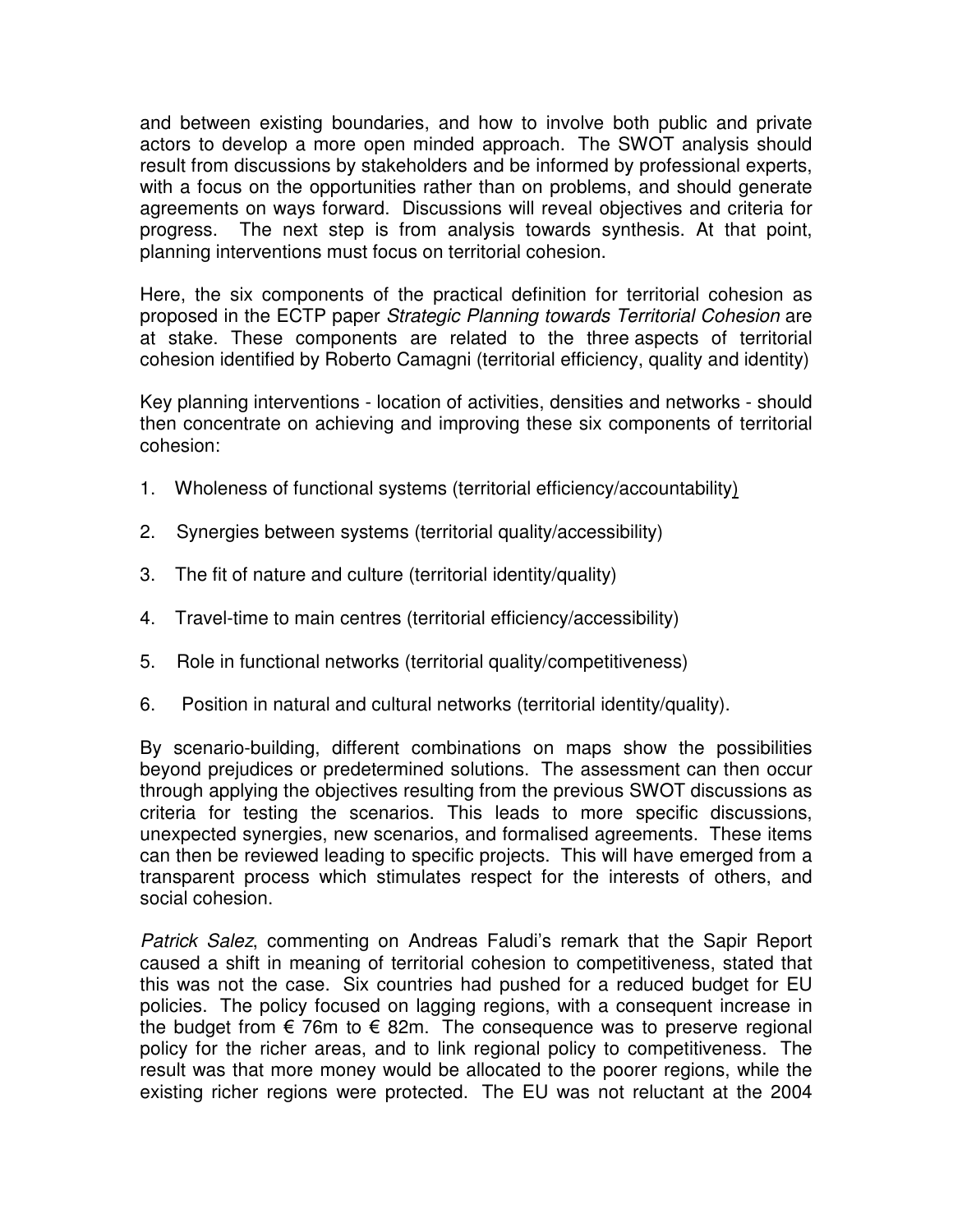and between existing boundaries, and how to involve both public and private actors to develop a more open minded approach. The SWOT analysis should result from discussions by stakeholders and be informed by professional experts, with a focus on the opportunities rather than on problems, and should generate agreements on ways forward. Discussions will reveal objectives and criteria for progress. The next step is from analysis towards synthesis. At that point, planning interventions must focus on territorial cohesion.

Here, the six components of the practical definition for territorial cohesion as proposed in the ECTP paper *Strategic Planning towards Territorial Cohesion* are at stake. These components are related to the three aspects of territorial cohesion identified by Roberto Camagni (territorial efficiency, quality and identity)

Key planning interventions - location of activities, densities and networks - should then concentrate on achieving and improving these six components of territorial cohesion:

1. Wholeness of functional systems (territorial efficiency/accountability)
2. Synergies between systems (territorial quality/accessibility)
3. The fit of nature and culture (territorial identity/quality)
4. Travel-time to main centres (territorial efficiency/accessibility)
5. Role in functional networks (territorial quality/competitiveness)
6. Position in natural and cultural networks (territorial identity/quality).

By scenario-building, different combinations on maps show the possibilities beyond prejudices or predetermined solutions. The assessment can then occur through applying the objectives resulting from the previous SWOT discussions as criteria for testing the scenarios. This leads to more specific discussions, unexpected synergies, new scenarios, and formalised agreements. These items can then be reviewed leading to specific projects. This will have emerged from a transparent process which stimulates respect for the interests of others, and social cohesion.

*Patrick Salez*, commenting on Andreas Faludi's remark that the Sapir Report caused a shift in meaning of territorial cohesion to competitiveness, stated that this was not the case. Six countries had pushed for a reduced budget for EU policies. The policy focused on lagging regions, with a consequent increase in the budget from € 76m to € 82m. The consequence was to preserve regional policy for the richer areas, and to link regional policy to competitiveness. The result was that more money would be allocated to the poorer regions, while the existing richer regions were protected. The EU was not reluctant at the 2004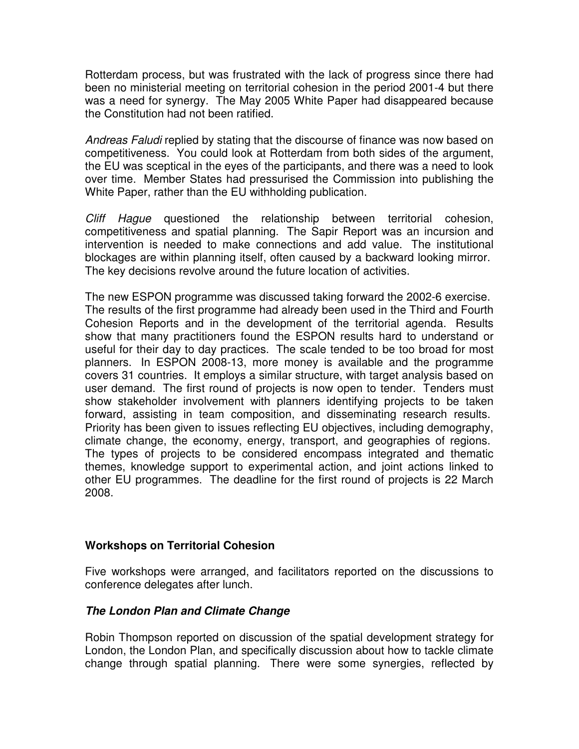Rotterdam process, but was frustrated with the lack of progress since there had been no ministerial meeting on territorial cohesion in the period 2001-4 but there was a need for synergy. The May 2005 White Paper had disappeared because the Constitution had not been ratified.

*Andreas Faludi* replied by stating that the discourse of finance was now based on competitiveness. You could look at Rotterdam from both sides of the argument, the EU was sceptical in the eyes of the participants, and there was a need to look over time. Member States had pressurised the Commission into publishing the White Paper, rather than the EU withholding publication.

*Cliff Hague* questioned the relationship between territorial cohesion, competitiveness and spatial planning. The Sapir Report was an incursion and intervention is needed to make connections and add value. The institutional blockages are within planning itself, often caused by a backward looking mirror. The key decisions revolve around the future location of activities.

The new ESPON programme was discussed taking forward the 2002-6 exercise. The results of the first programme had already been used in the Third and Fourth Cohesion Reports and in the development of the territorial agenda. Results show that many practitioners found the ESPON results hard to understand or useful for their day to day practices. The scale tended to be too broad for most planners. In ESPON 2008-13, more money is available and the programme covers 31 countries. It employs a similar structure, with target analysis based on user demand. The first round of projects is now open to tender. Tenders must show stakeholder involvement with planners identifying projects to be taken forward, assisting in team composition, and disseminating research results. Priority has been given to issues reflecting EU objectives, including demography, climate change, the economy, energy, transport, and geographies of regions. The types of projects to be considered encompass integrated and thematic themes, knowledge support to experimental action, and joint actions linked to other EU programmes. The deadline for the first round of projects is 22 March 2008.

## Workshops on Territorial Cohesion

Five workshops were arranged, and facilitators reported on the discussions to conference delegates after lunch.

### *The London Plan and Climate Change*

Robin Thompson reported on discussion of the spatial development strategy for London, the London Plan, and specifically discussion about how to tackle climate change through spatial planning. There were some synergies, reflected by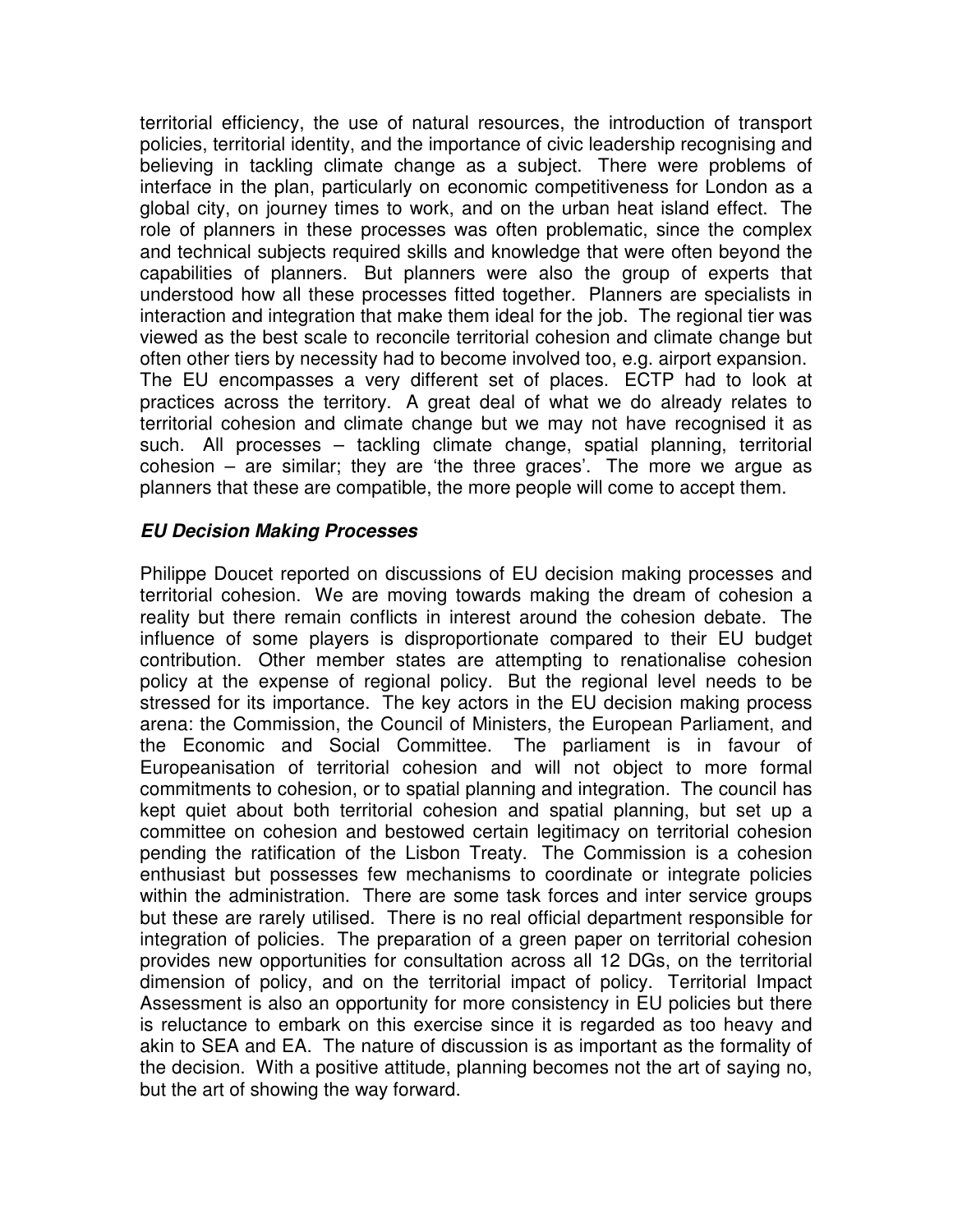territorial efficiency, the use of natural resources, the introduction of transport policies, territorial identity, and the importance of civic leadership recognising and believing in tackling climate change as a subject. There were problems of interface in the plan, particularly on economic competitiveness for London as a global city, on journey times to work, and on the urban heat island effect. The role of planners in these processes was often problematic, since the complex and technical subjects required skills and knowledge that were often beyond the capabilities of planners. But planners were also the group of experts that understood how all these processes fitted together. Planners are specialists in interaction and integration that make them ideal for the job. The regional tier was viewed as the best scale to reconcile territorial cohesion and climate change but often other tiers by necessity had to become involved too, e.g. airport expansion. The EU encompasses a very different set of places. ECTP had to look at practices across the territory. A great deal of what we do already relates to territorial cohesion and climate change but we may not have recognised it as such. All processes – tackling climate change, spatial planning, territorial cohesion – are similar; they are 'the three graces'. The more we argue as planners that these are compatible, the more people will come to accept them.

### *EU Decision Making Processes*

Philippe Doucet reported on discussions of EU decision making processes and territorial cohesion. We are moving towards making the dream of cohesion a reality but there remain conflicts in interest around the cohesion debate. The influence of some players is disproportionate compared to their EU budget contribution. Other member states are attempting to renationalise cohesion policy at the expense of regional policy. But the regional level needs to be stressed for its importance. The key actors in the EU decision making process arena: the Commission, the Council of Ministers, the European Parliament, and the Economic and Social Committee. The parliament is in favour of Europeanisation of territorial cohesion and will not object to more formal commitments to cohesion, or to spatial planning and integration. The council has kept quiet about both territorial cohesion and spatial planning, but set up a committee on cohesion and bestowed certain legitimacy on territorial cohesion pending the ratification of the Lisbon Treaty. The Commission is a cohesion enthusiast but possesses few mechanisms to coordinate or integrate policies within the administration. There are some task forces and inter service groups but these are rarely utilised. There is no real official department responsible for integration of policies. The preparation of a green paper on territorial cohesion provides new opportunities for consultation across all 12 DGs, on the territorial dimension of policy, and on the territorial impact of policy. Territorial Impact Assessment is also an opportunity for more consistency in EU policies but there is reluctance to embark on this exercise since it is regarded as too heavy and akin to SEA and EA. The nature of discussion is as important as the formality of the decision. With a positive attitude, planning becomes not the art of saying no, but the art of showing the way forward.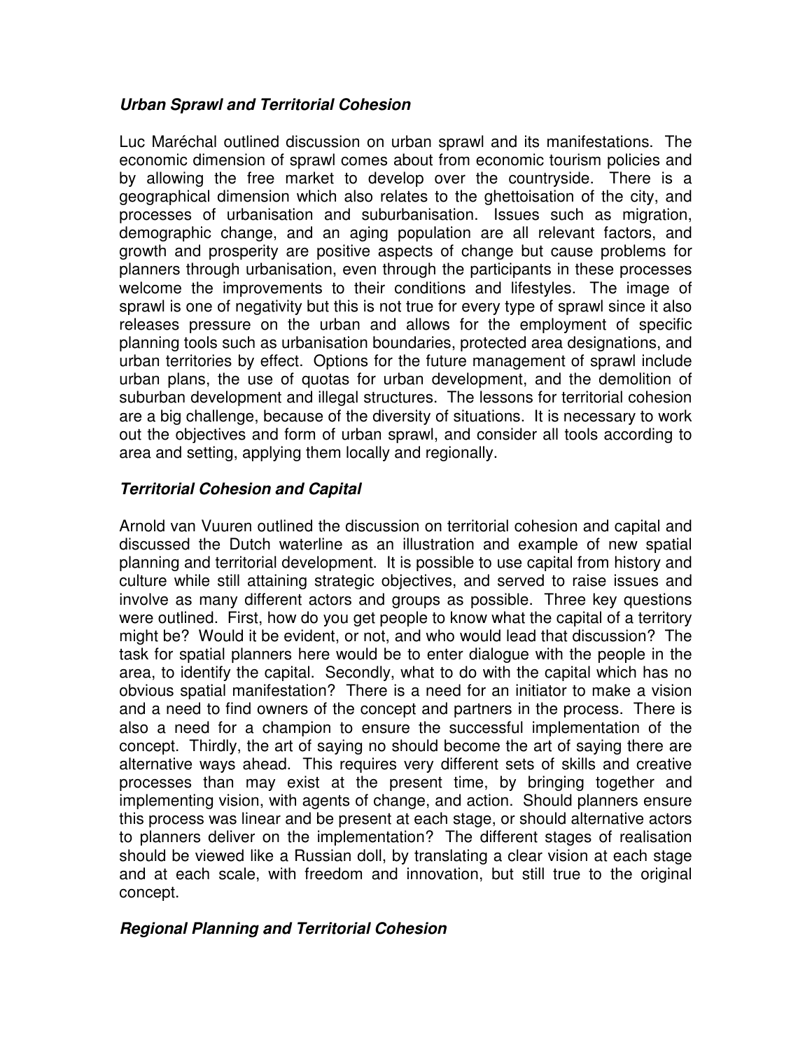### ***Urban Sprawl and Territorial Cohesion***

Luc Maréchal outlined discussion on urban sprawl and its manifestations. The economic dimension of sprawl comes about from economic tourism policies and by allowing the free market to develop over the countryside. There is a geographical dimension which also relates to the ghettoisation of the city, and processes of urbanisation and suburbanisation. Issues such as migration, demographic change, and an aging population are all relevant factors, and growth and prosperity are positive aspects of change but cause problems for planners through urbanisation, even through the participants in these processes welcome the improvements to their conditions and lifestyles. The image of sprawl is one of negativity but this is not true for every type of sprawl since it also releases pressure on the urban and allows for the employment of specific planning tools such as urbanisation boundaries, protected area designations, and urban territories by effect. Options for the future management of sprawl include urban plans, the use of quotas for urban development, and the demolition of suburban development and illegal structures. The lessons for territorial cohesion are a big challenge, because of the diversity of situations. It is necessary to work out the objectives and form of urban sprawl, and consider all tools according to area and setting, applying them locally and regionally.

### ***Territorial Cohesion and Capital***

Arnold van Vuuren outlined the discussion on territorial cohesion and capital and discussed the Dutch waterline as an illustration and example of new spatial planning and territorial development. It is possible to use capital from history and culture while still attaining strategic objectives, and served to raise issues and involve as many different actors and groups as possible. Three key questions were outlined. First, how do you get people to know what the capital of a territory might be? Would it be evident, or not, and who would lead that discussion? The task for spatial planners here would be to enter dialogue with the people in the area, to identify the capital. Secondly, what to do with the capital which has no obvious spatial manifestation? There is a need for an initiator to make a vision and a need to find owners of the concept and partners in the process. There is also a need for a champion to ensure the successful implementation of the concept. Thirdly, the art of saying no should become the art of saying there are alternative ways ahead. This requires very different sets of skills and creative processes than may exist at the present time, by bringing together and implementing vision, with agents of change, and action. Should planners ensure this process was linear and be present at each stage, or should alternative actors to planners deliver on the implementation? The different stages of realisation should be viewed like a Russian doll, by translating a clear vision at each stage and at each scale, with freedom and innovation, but still true to the original concept.

### ***Regional Planning and Territorial Cohesion***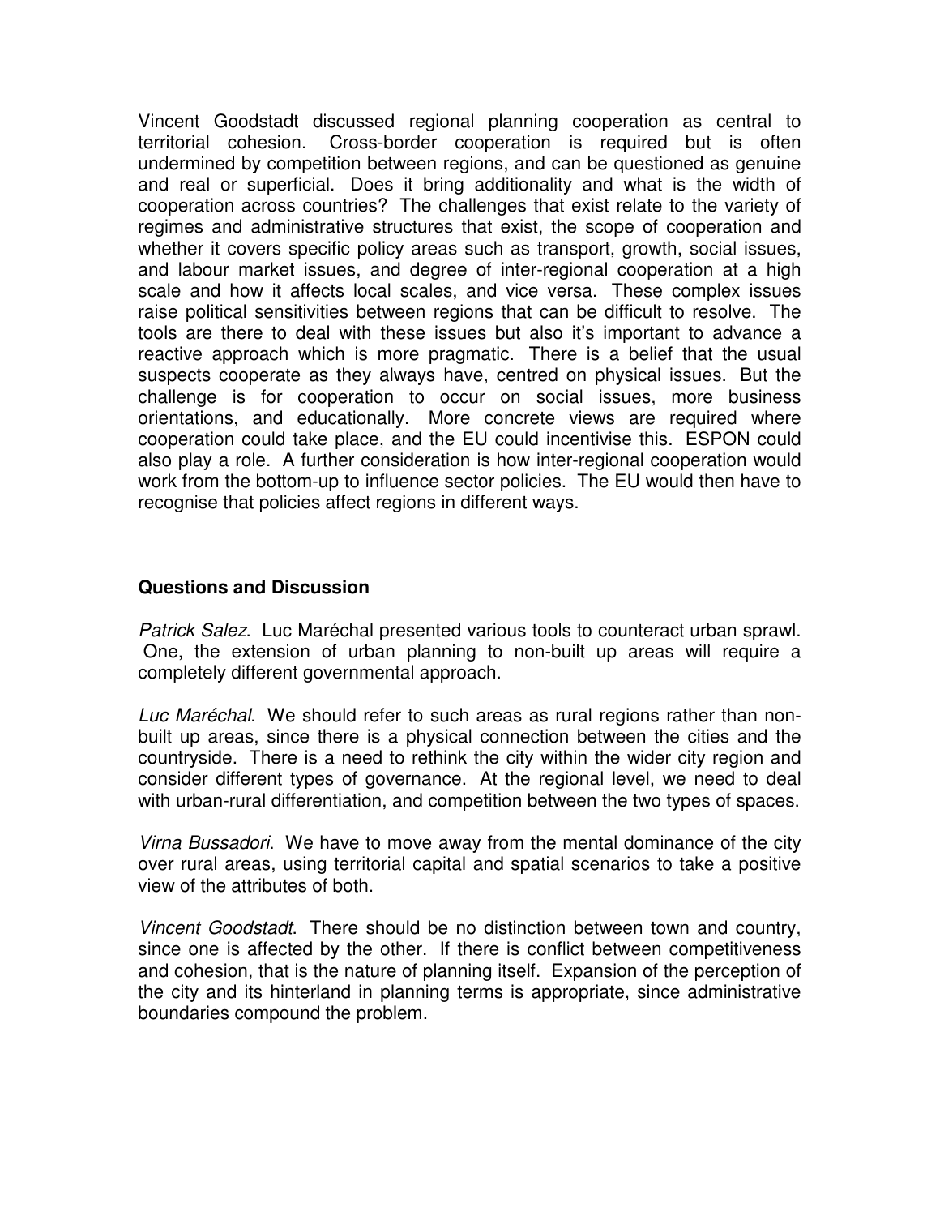Vincent Goodstadt discussed regional planning cooperation as central to territorial cohesion. Cross-border cooperation is required but is often undermined by competition between regions, and can be questioned as genuine and real or superficial. Does it bring additionality and what is the width of cooperation across countries? The challenges that exist relate to the variety of regimes and administrative structures that exist, the scope of cooperation and whether it covers specific policy areas such as transport, growth, social issues, and labour market issues, and degree of inter-regional cooperation at a high scale and how it affects local scales, and vice versa. These complex issues raise political sensitivities between regions that can be difficult to resolve. The tools are there to deal with these issues but also it's important to advance a reactive approach which is more pragmatic. There is a belief that the usual suspects cooperate as they always have, centred on physical issues. But the challenge is for cooperation to occur on social issues, more business orientations, and educationally. More concrete views are required where cooperation could take place, and the EU could incentivise this. ESPON could also play a role. A further consideration is how inter-regional cooperation would work from the bottom-up to influence sector policies. The EU would then have to recognise that policies affect regions in different ways.

### Questions and Discussion

*Patrick Salez*. Luc Maréchal presented various tools to counteract urban sprawl. One, the extension of urban planning to non-built up areas will require a completely different governmental approach.

*Luc Maréchal*. We should refer to such areas as rural regions rather than non-built up areas, since there is a physical connection between the cities and the countryside. There is a need to rethink the city within the wider city region and consider different types of governance. At the regional level, we need to deal with urban-rural differentiation, and competition between the two types of spaces.

*Virna Bussadori*. We have to move away from the mental dominance of the city over rural areas, using territorial capital and spatial scenarios to take a positive view of the attributes of both.

*Vincent Goodstadt*. There should be no distinction between town and country, since one is affected by the other. If there is conflict between competitiveness and cohesion, that is the nature of planning itself. Expansion of the perception of the city and its hinterland in planning terms is appropriate, since administrative boundaries compound the problem.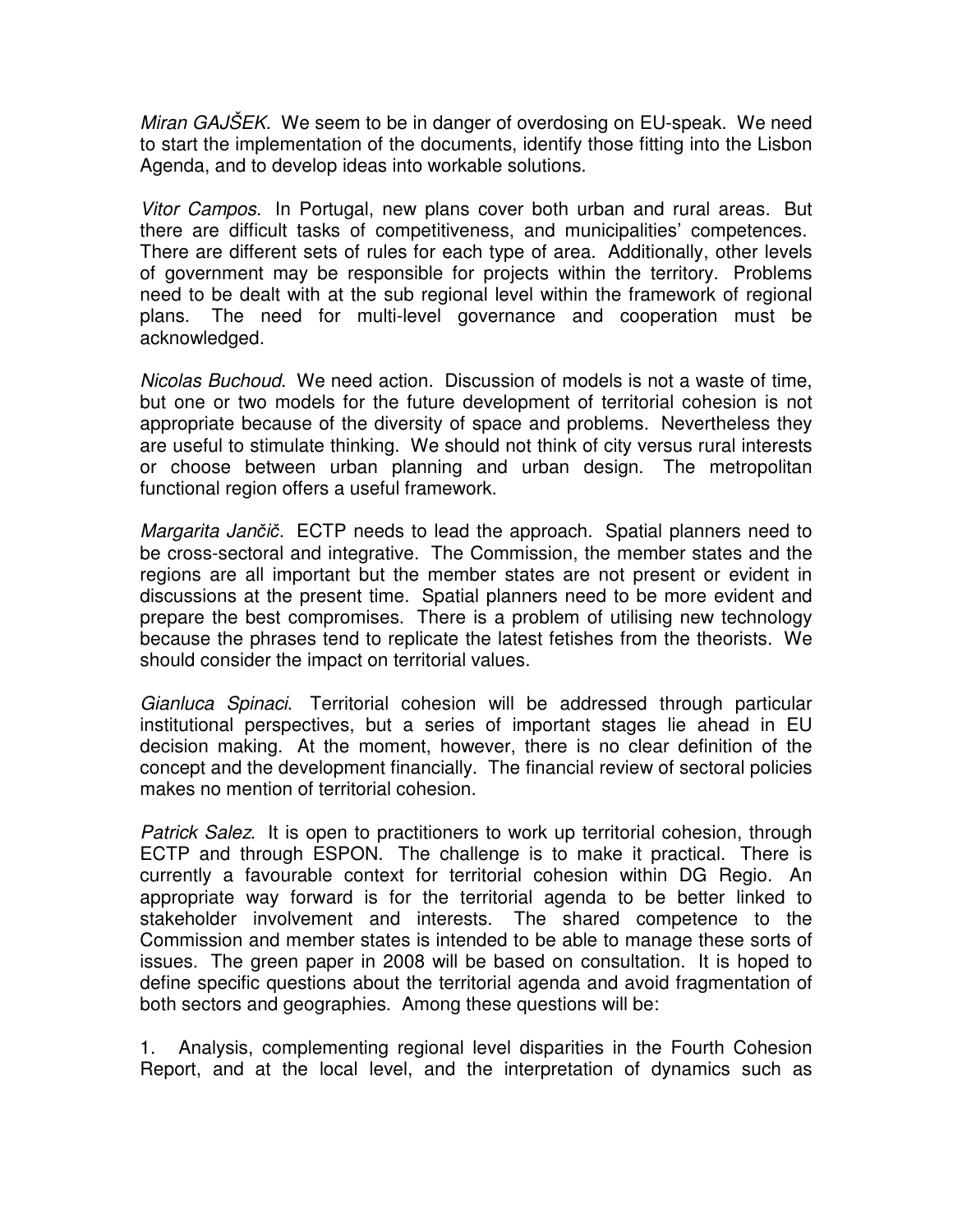*Miran GAJŠEK.* We seem to be in danger of overdosing on EU-speak. We need to start the implementation of the documents, identify those fitting into the Lisbon Agenda, and to develop ideas into workable solutions.

*Vitor Campos*. In Portugal, new plans cover both urban and rural areas. But there are difficult tasks of competitiveness, and municipalities' competences. There are different sets of rules for each type of area. Additionally, other levels of government may be responsible for projects within the territory. Problems need to be dealt with at the sub regional level within the framework of regional plans. The need for multi-level governance and cooperation must be acknowledged.

*Nicolas Buchoud*. We need action. Discussion of models is not a waste of time, but one or two models for the future development of territorial cohesion is not appropriate because of the diversity of space and problems. Nevertheless they are useful to stimulate thinking. We should not think of city versus rural interests or choose between urban planning and urban design. The metropolitan functional region offers a useful framework.

*Margarita Jančič*. ECTP needs to lead the approach. Spatial planners need to be cross-sectoral and integrative. The Commission, the member states and the regions are all important but the member states are not present or evident in discussions at the present time. Spatial planners need to be more evident and prepare the best compromises. There is a problem of utilising new technology because the phrases tend to replicate the latest fetishes from the theorists. We should consider the impact on territorial values.

*Gianluca Spinaci*. Territorial cohesion will be addressed through particular institutional perspectives, but a series of important stages lie ahead in EU decision making. At the moment, however, there is no clear definition of the concept and the development financially. The financial review of sectoral policies makes no mention of territorial cohesion.

*Patrick Salez*. It is open to practitioners to work up territorial cohesion, through ECTP and through ESPON. The challenge is to make it practical. There is currently a favourable context for territorial cohesion within DG Regio. An appropriate way forward is for the territorial agenda to be better linked to stakeholder involvement and interests. The shared competence to the Commission and member states is intended to be able to manage these sorts of issues. The green paper in 2008 will be based on consultation. It is hoped to define specific questions about the territorial agenda and avoid fragmentation of both sectors and geographies. Among these questions will be:

1. Analysis, complementing regional level disparities in the Fourth Cohesion Report, and at the local level, and the interpretation of dynamics such as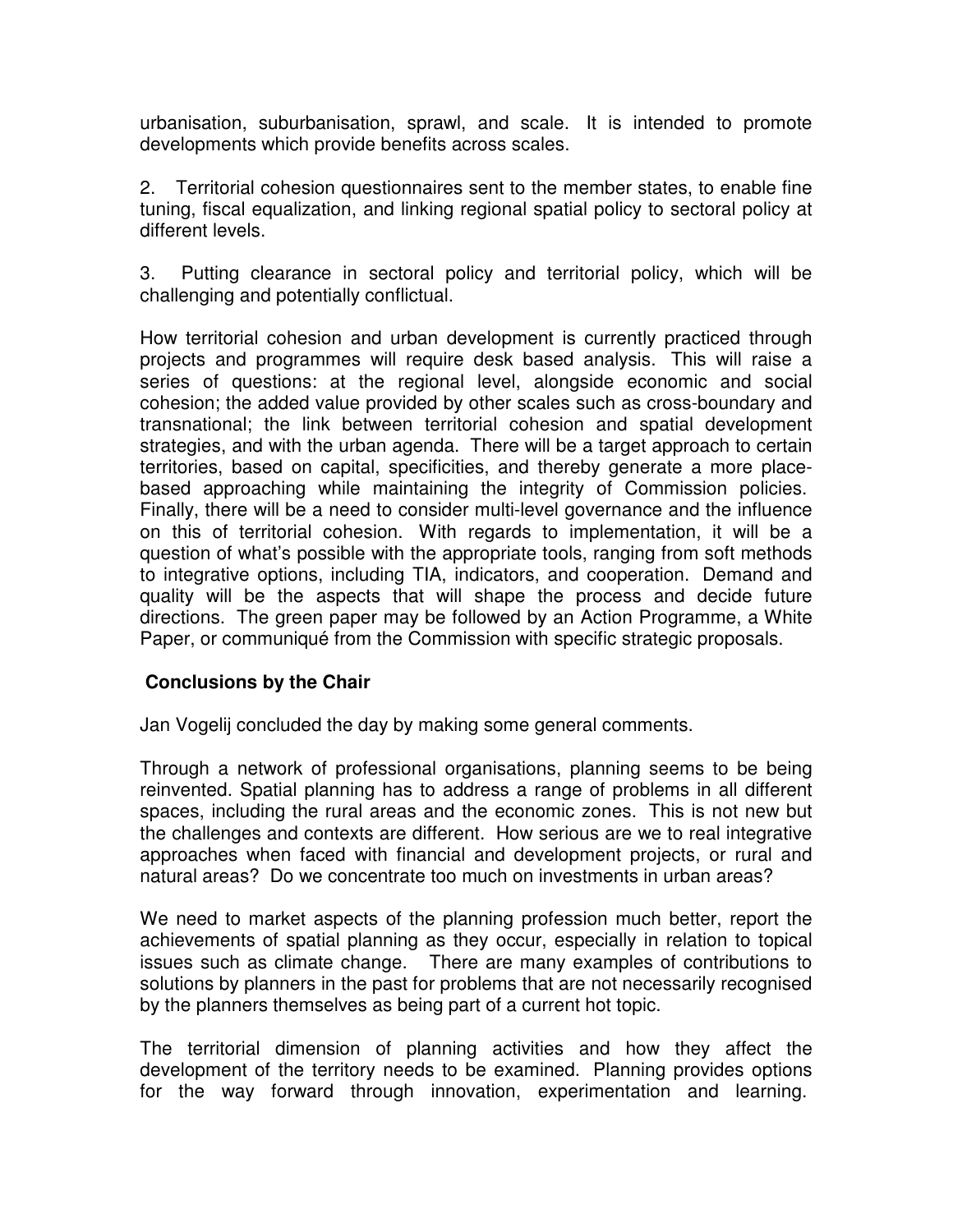urbanisation, suburbanisation, sprawl, and scale. It is intended to promote developments which provide benefits across scales.

2. Territorial cohesion questionnaires sent to the member states, to enable fine tuning, fiscal equalization, and linking regional spatial policy to sectoral policy at different levels.

3. Putting clearance in sectoral policy and territorial policy, which will be challenging and potentially conflictual.

How territorial cohesion and urban development is currently practiced through projects and programmes will require desk based analysis. This will raise a series of questions: at the regional level, alongside economic and social cohesion; the added value provided by other scales such as cross-boundary and transnational; the link between territorial cohesion and spatial development strategies, and with the urban agenda. There will be a target approach to certain territories, based on capital, specificities, and thereby generate a more place-based approaching while maintaining the integrity of Commission policies. Finally, there will be a need to consider multi-level governance and the influence on this of territorial cohesion. With regards to implementation, it will be a question of what's possible with the appropriate tools, ranging from soft methods to integrative options, including TIA, indicators, and cooperation. Demand and quality will be the aspects that will shape the process and decide future directions. The green paper may be followed by an Action Programme, a White Paper, or communiqué from the Commission with specific strategic proposals.

**Conclusions by the Chair**

Jan Vogelij concluded the day by making some general comments.

Through a network of professional organisations, planning seems to be being reinvented. Spatial planning has to address a range of problems in all different spaces, including the rural areas and the economic zones. This is not new but the challenges and contexts are different. How serious are we to real integrative approaches when faced with financial and development projects, or rural and natural areas? Do we concentrate too much on investments in urban areas?

We need to market aspects of the planning profession much better, report the achievements of spatial planning as they occur, especially in relation to topical issues such as climate change. There are many examples of contributions to solutions by planners in the past for problems that are not necessarily recognised by the planners themselves as being part of a current hot topic.

The territorial dimension of planning activities and how they affect the development of the territory needs to be examined. Planning provides options for the way forward through innovation, experimentation and learning.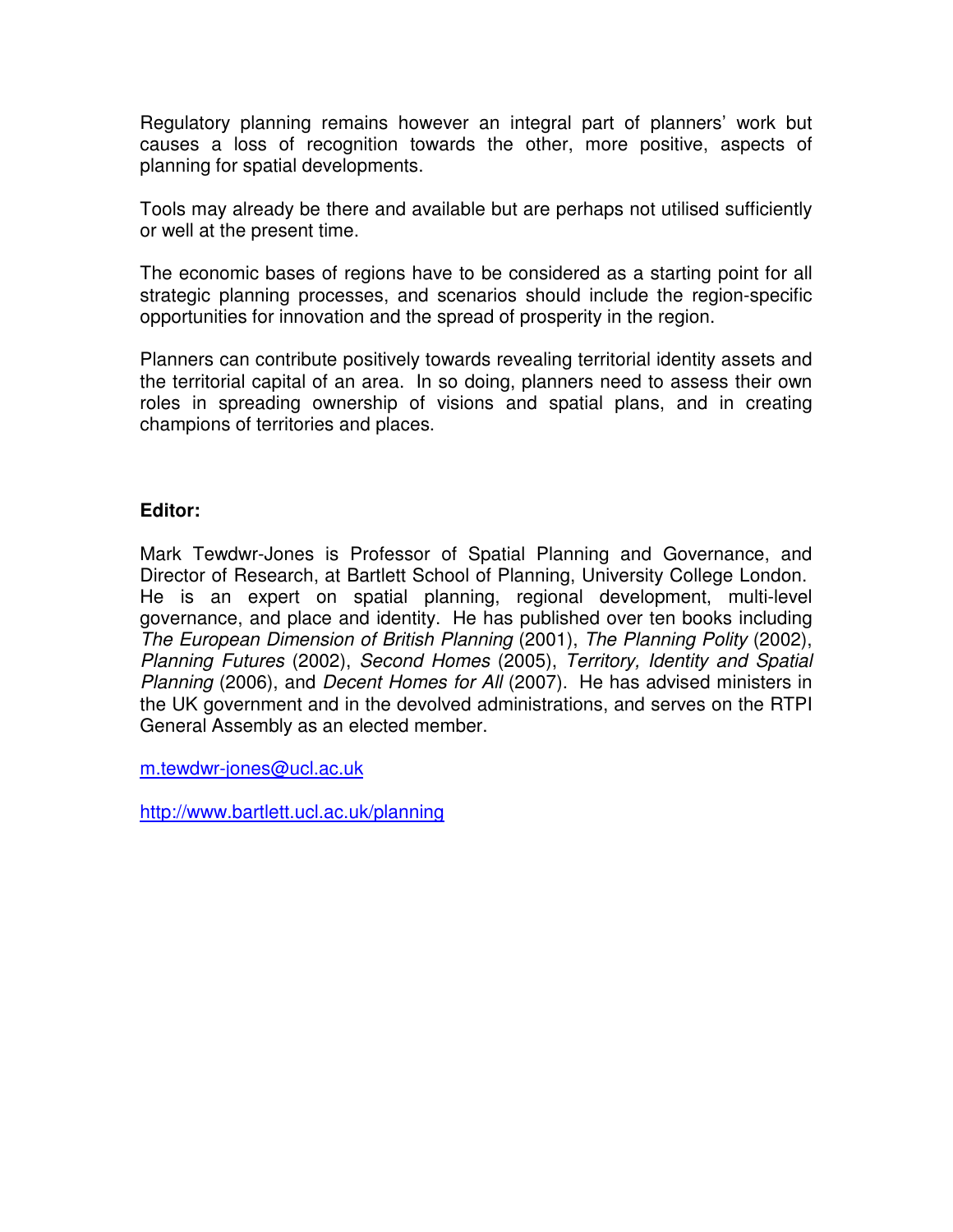Regulatory planning remains however an integral part of planners' work but causes a loss of recognition towards the other, more positive, aspects of planning for spatial developments.

Tools may already be there and available but are perhaps not utilised sufficiently or well at the present time.

The economic bases of regions have to be considered as a starting point for all strategic planning processes, and scenarios should include the region-specific opportunities for innovation and the spread of prosperity in the region.

Planners can contribute positively towards revealing territorial identity assets and the territorial capital of an area. In so doing, planners need to assess their own roles in spreading ownership of visions and spatial plans, and in creating champions of territories and places.

**Editor:**

Mark Tewdwr-Jones is Professor of Spatial Planning and Governance, and Director of Research, at Bartlett School of Planning, University College London. He is an expert on spatial planning, regional development, multi-level governance, and place and identity. He has published over ten books including *The European Dimension of British Planning* (2001), *The Planning Polity* (2002), *Planning Futures* (2002), *Second Homes* (2005), *Territory, Identity and Spatial Planning* (2006), and *Decent Homes for All* (2007). He has advised ministers in the UK government and in the devolved administrations, and serves on the RTPI General Assembly as an elected member.

m.tewdwr-jones@ucl.ac.uk

http://www.bartlett.ucl.ac.uk/planning